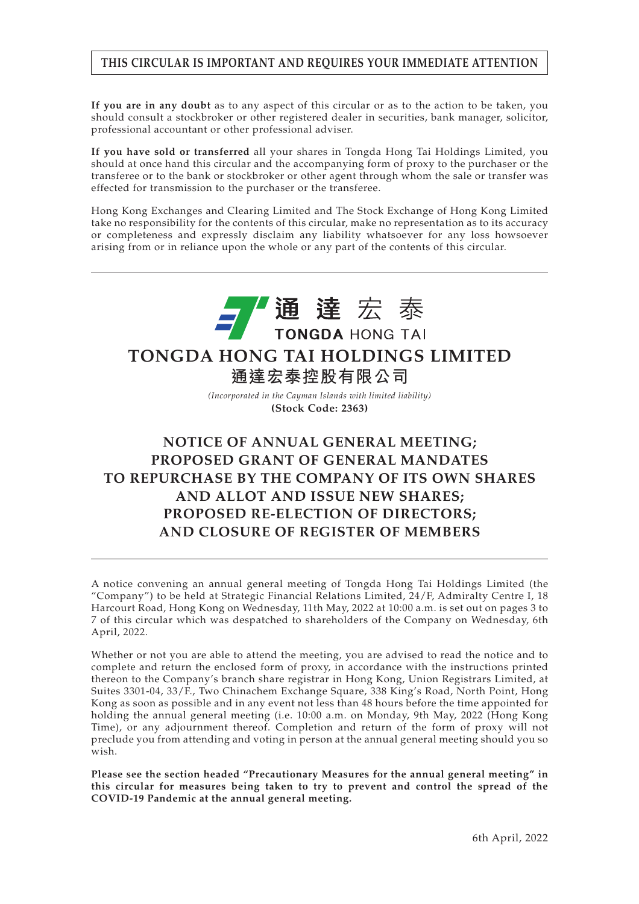**THIS CIRCULAR IS IMPORTANT AND REQUIRES YOUR IMMEDIATE ATTENTION**

**If you are in any doubt** as to any aspect of this circular or as to the action to be taken, you should consult a stockbroker or other registered dealer in securities, bank manager, solicitor, professional accountant or other professional adviser.

**If you have sold or transferred** all your shares in Tongda Hong Tai Holdings Limited, you should at once hand this circular and the accompanying form of proxy to the purchaser or the transferee or to the bank or stockbroker or other agent through whom the sale or transfer was effected for transmission to the purchaser or the transferee.

Hong Kong Exchanges and Clearing Limited and The Stock Exchange of Hong Kong Limited take no responsibility for the contents of this circular, make no representation as to its accuracy or completeness and expressly disclaim any liability whatsoever for any loss howsoever arising from or in reliance upon the whole or any part of the contents of this circular.

通達宏泰
TONGDA HONG TAI

# TONGDA HONG TAI HOLDINGS LIMITED
# 通達宏泰控股有限公司

*(Incorporated in the Cayman Islands with limited liability)*
**(Stock Code: 2363)**

## NOTICE OF ANNUAL GENERAL MEETING; PROPOSED GRANT OF GENERAL MANDATES TO REPURCHASE BY THE COMPANY OF ITS OWN SHARES AND ALLOT AND ISSUE NEW SHARES; PROPOSED RE-ELECTION OF DIRECTORS; AND CLOSURE OF REGISTER OF MEMBERS

A notice convening an annual general meeting of Tongda Hong Tai Holdings Limited (the "Company") to be held at Strategic Financial Relations Limited, 24/F, Admiralty Centre I, 18 Harcourt Road, Hong Kong on Wednesday, 11th May, 2022 at 10:00 a.m. is set out on pages 3 to 7 of this circular which was despatched to shareholders of the Company on Wednesday, 6th April, 2022.

Whether or not you are able to attend the meeting, you are advised to read the notice and to complete and return the enclosed form of proxy, in accordance with the instructions printed thereon to the Company's branch share registrar in Hong Kong, Union Registrars Limited, at Suites 3301-04, 33/F., Two Chinachem Exchange Square, 338 King's Road, North Point, Hong Kong as soon as possible and in any event not less than 48 hours before the time appointed for holding the annual general meeting (i.e. 10:00 a.m. on Monday, 9th May, 2022 (Hong Kong Time), or any adjournment thereof. Completion and return of the form of proxy will not preclude you from attending and voting in person at the annual general meeting should you so wish.

**Please see the section headed "Precautionary Measures for the annual general meeting" in this circular for measures being taken to try to prevent and control the spread of the COVID-19 Pandemic at the annual general meeting.**

6th April, 2022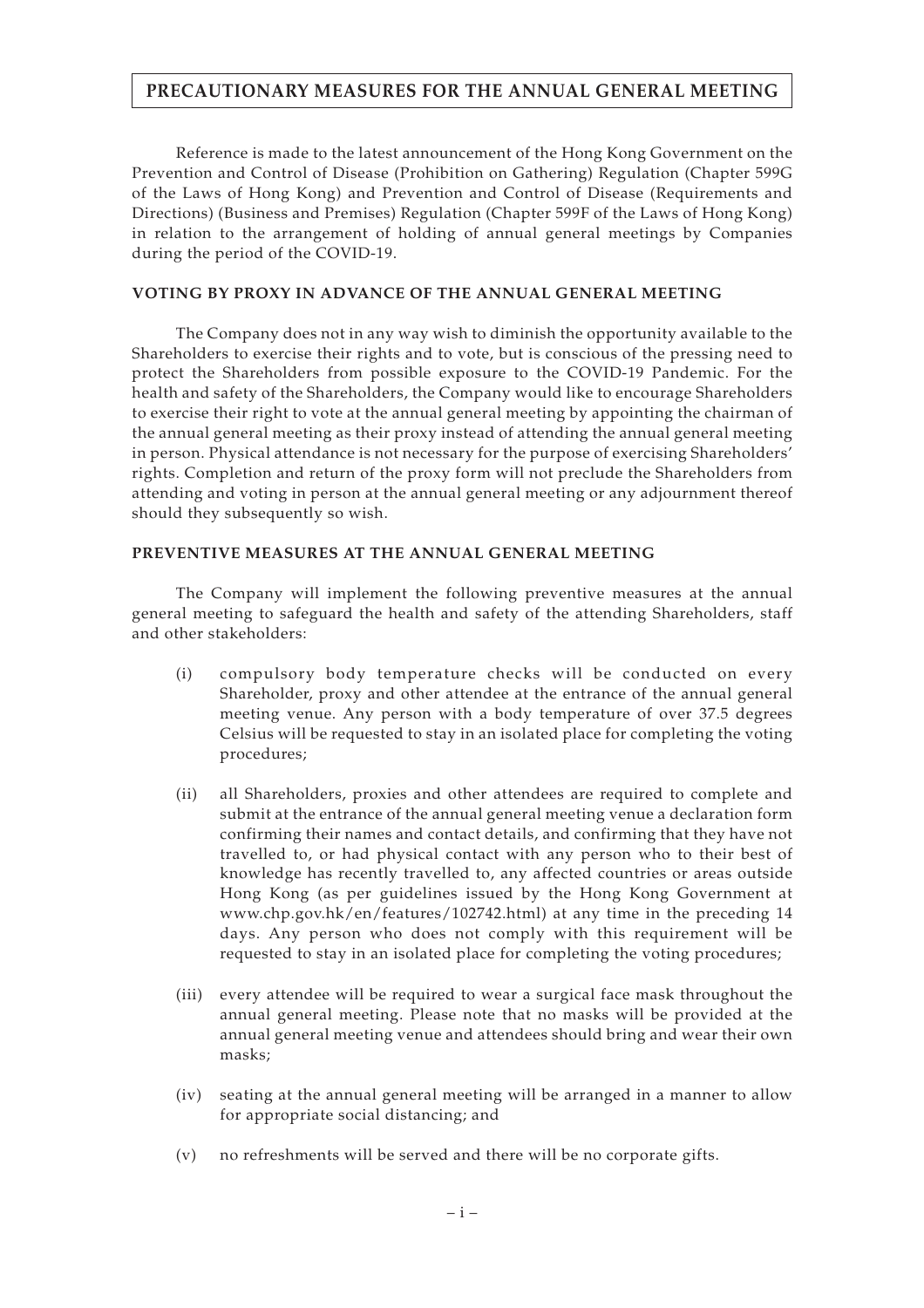# PRECAUTIONARY MEASURES FOR THE ANNUAL GENERAL MEETING

Reference is made to the latest announcement of the Hong Kong Government on the Prevention and Control of Disease (Prohibition on Gathering) Regulation (Chapter 599G of the Laws of Hong Kong) and Prevention and Control of Disease (Requirements and Directions) (Business and Premises) Regulation (Chapter 599F of the Laws of Hong Kong) in relation to the arrangement of holding of annual general meetings by Companies during the period of the COVID-19.

## VOTING BY PROXY IN ADVANCE OF THE ANNUAL GENERAL MEETING

The Company does not in any way wish to diminish the opportunity available to the Shareholders to exercise their rights and to vote, but is conscious of the pressing need to protect the Shareholders from possible exposure to the COVID-19 Pandemic. For the health and safety of the Shareholders, the Company would like to encourage Shareholders to exercise their right to vote at the annual general meeting by appointing the chairman of the annual general meeting as their proxy instead of attending the annual general meeting in person. Physical attendance is not necessary for the purpose of exercising Shareholders' rights. Completion and return of the proxy form will not preclude the Shareholders from attending and voting in person at the annual general meeting or any adjournment thereof should they subsequently so wish.

## PREVENTIVE MEASURES AT THE ANNUAL GENERAL MEETING

The Company will implement the following preventive measures at the annual general meeting to safeguard the health and safety of the attending Shareholders, staff and other stakeholders:

(i) compulsory body temperature checks will be conducted on every Shareholder, proxy and other attendee at the entrance of the annual general meeting venue. Any person with a body temperature of over 37.5 degrees Celsius will be requested to stay in an isolated place for completing the voting procedures;

(ii) all Shareholders, proxies and other attendees are required to complete and submit at the entrance of the annual general meeting venue a declaration form confirming their names and contact details, and confirming that they have not travelled to, or had physical contact with any person who to their best of knowledge has recently travelled to, any affected countries or areas outside Hong Kong (as per guidelines issued by the Hong Kong Government at www.chp.gov.hk/en/features/102742.html) at any time in the preceding 14 days. Any person who does not comply with this requirement will be requested to stay in an isolated place for completing the voting procedures;

(iii) every attendee will be required to wear a surgical face mask throughout the annual general meeting. Please note that no masks will be provided at the annual general meeting venue and attendees should bring and wear their own masks;

(iv) seating at the annual general meeting will be arranged in a manner to allow for appropriate social distancing; and

(v) no refreshments will be served and there will be no corporate gifts.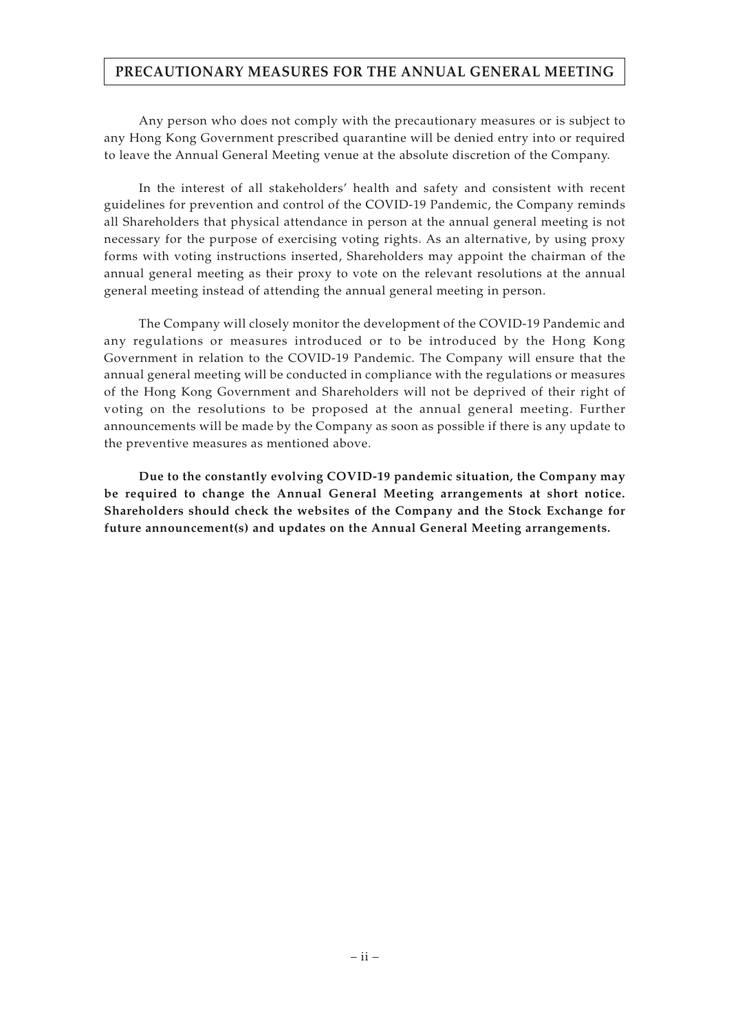## PRECAUTIONARY MEASURES FOR THE ANNUAL GENERAL MEETING

Any person who does not comply with the precautionary measures or is subject to any Hong Kong Government prescribed quarantine will be denied entry into or required to leave the Annual General Meeting venue at the absolute discretion of the Company.

In the interest of all stakeholders' health and safety and consistent with recent guidelines for prevention and control of the COVID-19 Pandemic, the Company reminds all Shareholders that physical attendance in person at the annual general meeting is not necessary for the purpose of exercising voting rights. As an alternative, by using proxy forms with voting instructions inserted, Shareholders may appoint the chairman of the annual general meeting as their proxy to vote on the relevant resolutions at the annual general meeting instead of attending the annual general meeting in person.

The Company will closely monitor the development of the COVID-19 Pandemic and any regulations or measures introduced or to be introduced by the Hong Kong Government in relation to the COVID-19 Pandemic. The Company will ensure that the annual general meeting will be conducted in compliance with the regulations or measures of the Hong Kong Government and Shareholders will not be deprived of their right of voting on the resolutions to be proposed at the annual general meeting. Further announcements will be made by the Company as soon as possible if there is any update to the preventive measures as mentioned above.

**Due to the constantly evolving COVID-19 pandemic situation, the Company may be required to change the Annual General Meeting arrangements at short notice. Shareholders should check the websites of the Company and the Stock Exchange for future announcement(s) and updates on the Annual General Meeting arrangements.**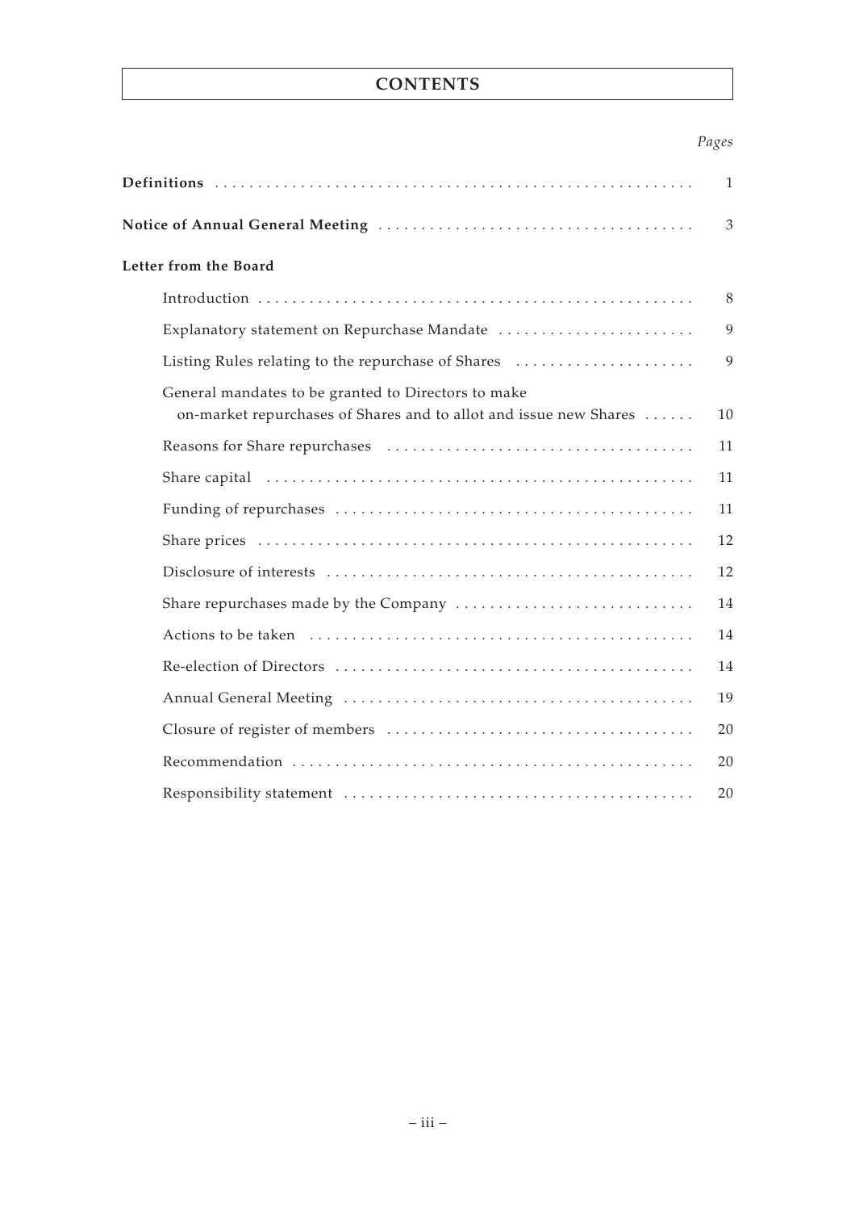# CONTENTS

| | *Pages* |
|---|---|
| **Definitions** | 1 |
| **Notice of Annual General Meeting** | 3 |
| **Letter from the Board** | |
| Introduction | 8 |
| Explanatory statement on Repurchase Mandate | 9 |
| Listing Rules relating to the repurchase of Shares | 9 |
| General mandates to be granted to Directors to make on-market repurchases of Shares and to allot and issue new Shares | 10 |
| Reasons for Share repurchases | 11 |
| Share capital | 11 |
| Funding of repurchases | 11 |
| Share prices | 12 |
| Disclosure of interests | 12 |
| Share repurchases made by the Company | 14 |
| Actions to be taken | 14 |
| Re-election of Directors | 14 |
| Annual General Meeting | 19 |
| Closure of register of members | 20 |
| Recommendation | 20 |
| Responsibility statement | 20 |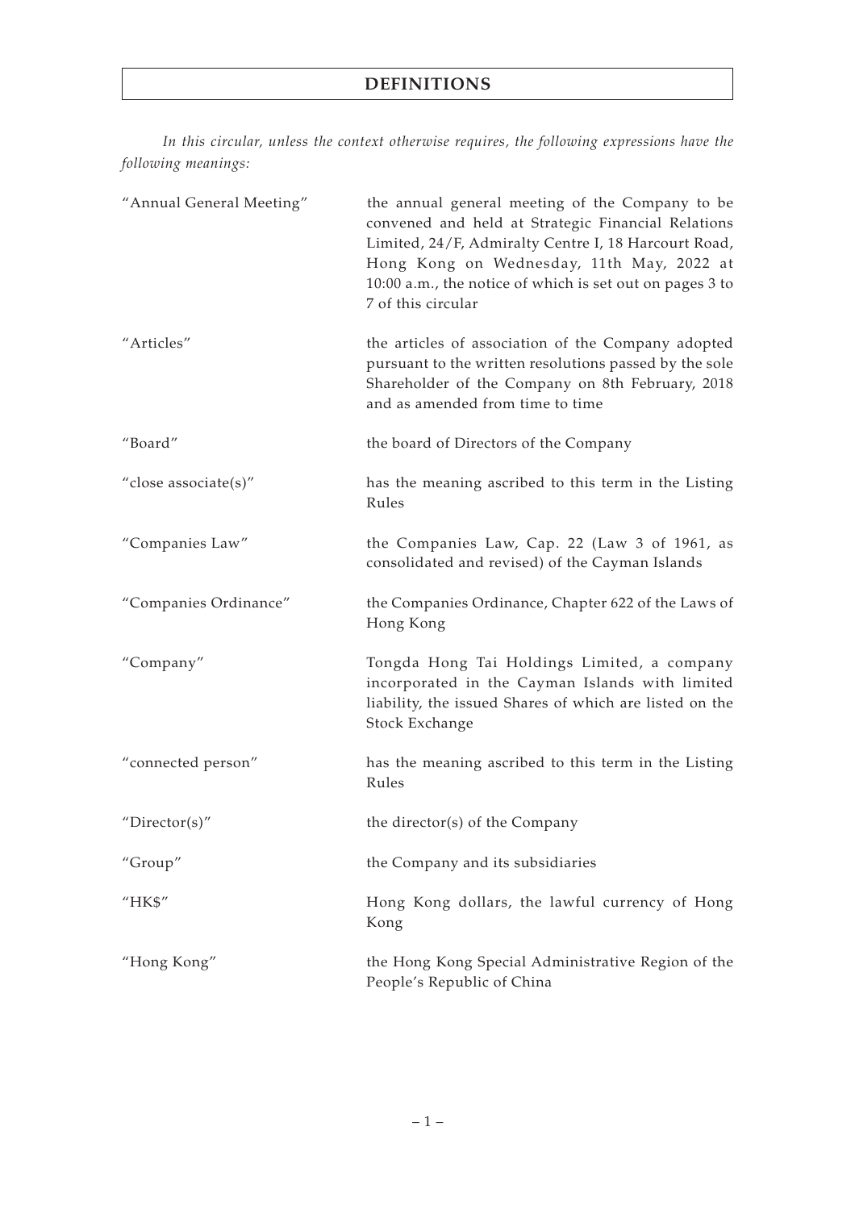# DEFINITIONS

*In this circular, unless the context otherwise requires, the following expressions have the following meanings:*

| | |
|---|---|
| "Annual General Meeting" | the annual general meeting of the Company to be convened and held at Strategic Financial Relations Limited, 24/F, Admiralty Centre I, 18 Harcourt Road, Hong Kong on Wednesday, 11th May, 2022 at 10:00 a.m., the notice of which is set out on pages 3 to 7 of this circular |
| "Articles" | the articles of association of the Company adopted pursuant to the written resolutions passed by the sole Shareholder of the Company on 8th February, 2018 and as amended from time to time |
| "Board" | the board of Directors of the Company |
| "close associate(s)" | has the meaning ascribed to this term in the Listing Rules |
| "Companies Law" | the Companies Law, Cap. 22 (Law 3 of 1961, as consolidated and revised) of the Cayman Islands |
| "Companies Ordinance" | the Companies Ordinance, Chapter 622 of the Laws of Hong Kong |
| "Company" | Tongda Hong Tai Holdings Limited, a company incorporated in the Cayman Islands with limited liability, the issued Shares of which are listed on the Stock Exchange |
| "connected person" | has the meaning ascribed to this term in the Listing Rules |
| "Director(s)" | the director(s) of the Company |
| "Group" | the Company and its subsidiaries |
| "HK$" | Hong Kong dollars, the lawful currency of Hong Kong |
| "Hong Kong" | the Hong Kong Special Administrative Region of the People's Republic of China |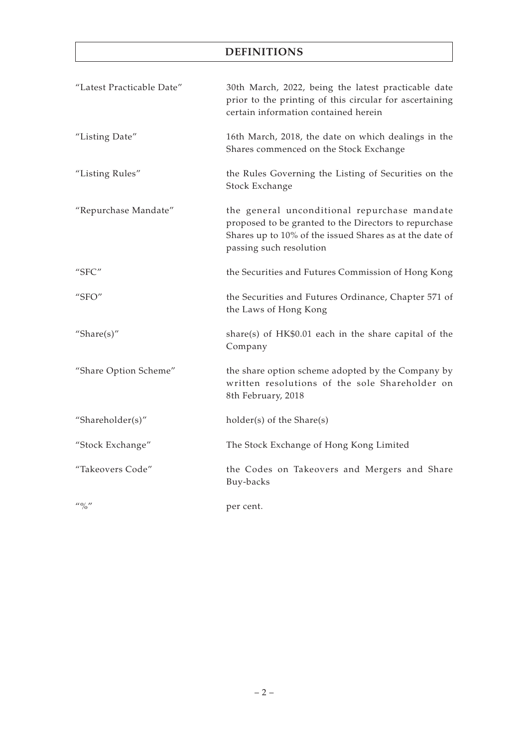# DEFINITIONS

| | |
|---|---|
| "Latest Practicable Date" | 30th March, 2022, being the latest practicable date prior to the printing of this circular for ascertaining certain information contained herein |
| "Listing Date" | 16th March, 2018, the date on which dealings in the Shares commenced on the Stock Exchange |
| "Listing Rules" | the Rules Governing the Listing of Securities on the Stock Exchange |
| "Repurchase Mandate" | the general unconditional repurchase mandate proposed to be granted to the Directors to repurchase Shares up to 10% of the issued Shares as at the date of passing such resolution |
| "SFC" | the Securities and Futures Commission of Hong Kong |
| "SFO" | the Securities and Futures Ordinance, Chapter 571 of the Laws of Hong Kong |
| "Share(s)" | share(s) of HK$0.01 each in the share capital of the Company |
| "Share Option Scheme" | the share option scheme adopted by the Company by written resolutions of the sole Shareholder on 8th February, 2018 |
| "Shareholder(s)" | holder(s) of the Share(s) |
| "Stock Exchange" | The Stock Exchange of Hong Kong Limited |
| "Takeovers Code" | the Codes on Takeovers and Mergers and Share Buy-backs |
| "%" | per cent. |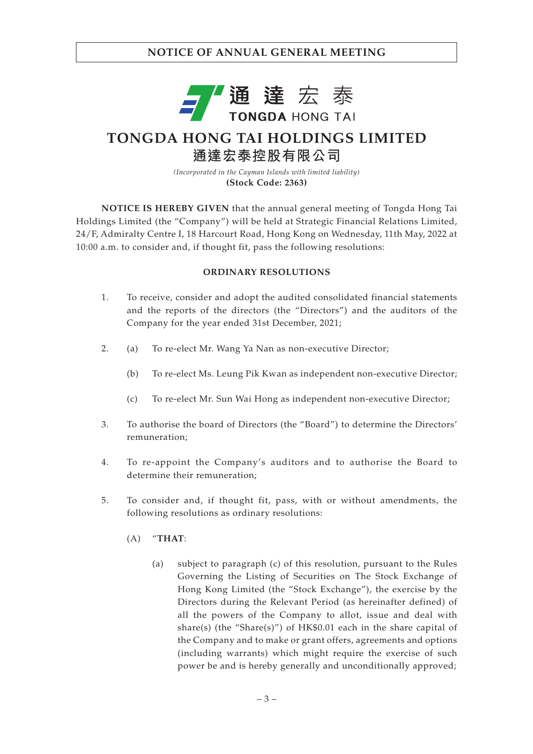**NOTICE OF ANNUAL GENERAL MEETING**

# TONGDA HONG TAI HOLDINGS LIMITED

# 通達宏泰控股有限公司

*(Incorporated in the Cayman Islands with limited liability)*

**(Stock Code: 2363)**

**NOTICE IS HEREBY GIVEN** that the annual general meeting of Tongda Hong Tai Holdings Limited (the "Company") will be held at Strategic Financial Relations Limited, 24/F, Admiralty Centre I, 18 Harcourt Road, Hong Kong on Wednesday, 11th May, 2022 at 10:00 a.m. to consider and, if thought fit, pass the following resolutions:

**ORDINARY RESOLUTIONS**

1. To receive, consider and adopt the audited consolidated financial statements and the reports of the directors (the "Directors") and the auditors of the Company for the year ended 31st December, 2021;

2. (a) To re-elect Mr. Wang Ya Nan as non-executive Director;

   (b) To re-elect Ms. Leung Pik Kwan as independent non-executive Director;

   (c) To re-elect Mr. Sun Wai Hong as independent non-executive Director;

3. To authorise the board of Directors (the "Board") to determine the Directors' remuneration;

4. To re-appoint the Company's auditors and to authorise the Board to determine their remuneration;

5. To consider and, if thought fit, pass, with or without amendments, the following resolutions as ordinary resolutions:

   (A) "**THAT**:

   (a) subject to paragraph (c) of this resolution, pursuant to the Rules Governing the Listing of Securities on The Stock Exchange of Hong Kong Limited (the "Stock Exchange"), the exercise by the Directors during the Relevant Period (as hereinafter defined) of all the powers of the Company to allot, issue and deal with share(s) (the "Share(s)") of HK$0.01 each in the share capital of the Company and to make or grant offers, agreements and options (including warrants) which might require the exercise of such power be and is hereby generally and unconditionally approved;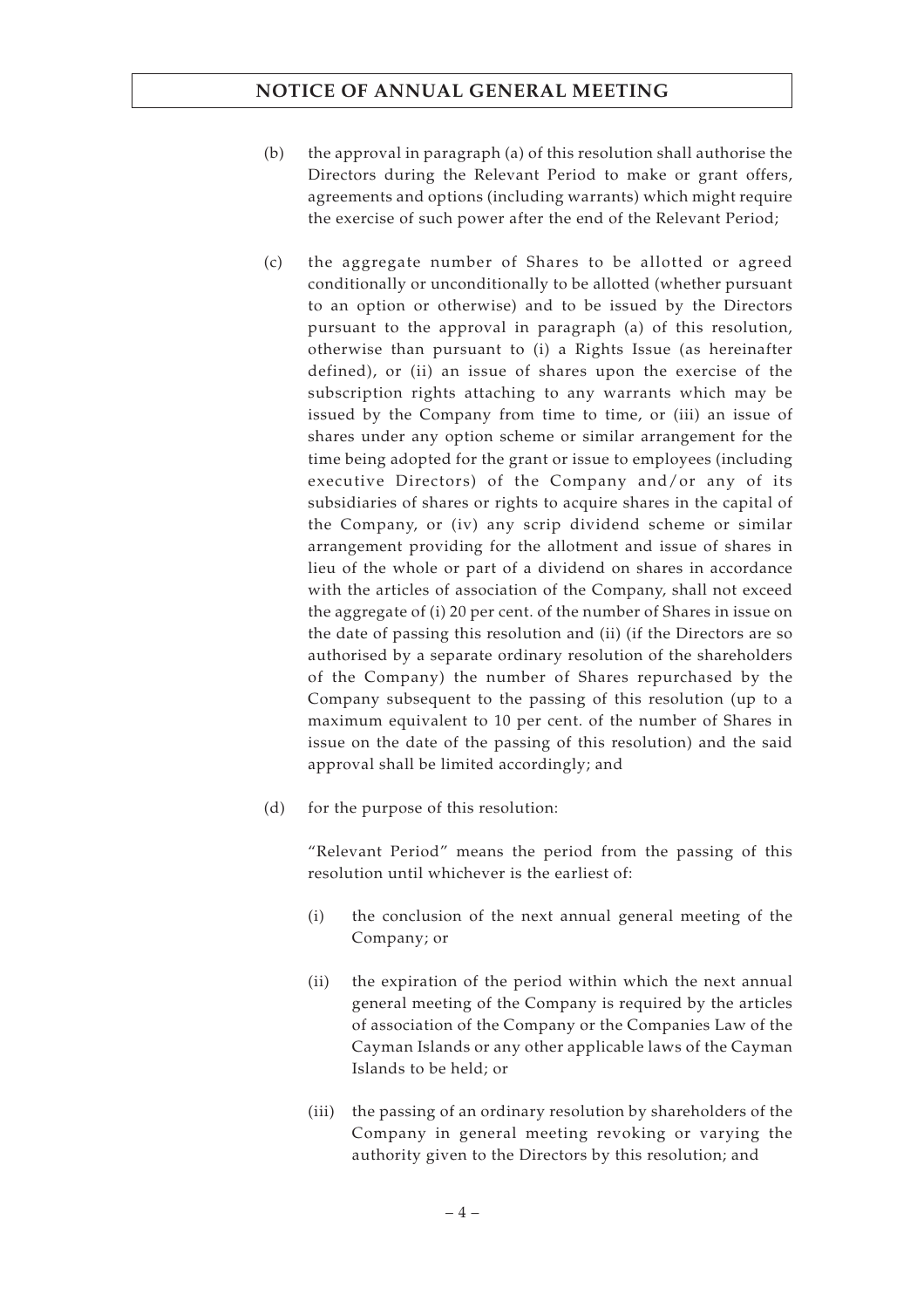(b) the approval in paragraph (a) of this resolution shall authorise the Directors during the Relevant Period to make or grant offers, agreements and options (including warrants) which might require the exercise of such power after the end of the Relevant Period;

(c) the aggregate number of Shares to be allotted or agreed conditionally or unconditionally to be allotted (whether pursuant to an option or otherwise) and to be issued by the Directors pursuant to the approval in paragraph (a) of this resolution, otherwise than pursuant to (i) a Rights Issue (as hereinafter defined), or (ii) an issue of shares upon the exercise of the subscription rights attaching to any warrants which may be issued by the Company from time to time, or (iii) an issue of shares under any option scheme or similar arrangement for the time being adopted for the grant or issue to employees (including executive Directors) of the Company and/or any of its subsidiaries of shares or rights to acquire shares in the capital of the Company, or (iv) any scrip dividend scheme or similar arrangement providing for the allotment and issue of shares in lieu of the whole or part of a dividend on shares in accordance with the articles of association of the Company, shall not exceed the aggregate of (i) 20 per cent. of the number of Shares in issue on the date of passing this resolution and (ii) (if the Directors are so authorised by a separate ordinary resolution of the shareholders of the Company) the number of Shares repurchased by the Company subsequent to the passing of this resolution (up to a maximum equivalent to 10 per cent. of the number of Shares in issue on the date of the passing of this resolution) and the said approval shall be limited accordingly; and

(d) for the purpose of this resolution:

"Relevant Period" means the period from the passing of this resolution until whichever is the earliest of:

(i) the conclusion of the next annual general meeting of the Company; or

(ii) the expiration of the period within which the next annual general meeting of the Company is required by the articles of association of the Company or the Companies Law of the Cayman Islands or any other applicable laws of the Cayman Islands to be held; or

(iii) the passing of an ordinary resolution by shareholders of the Company in general meeting revoking or varying the authority given to the Directors by this resolution; and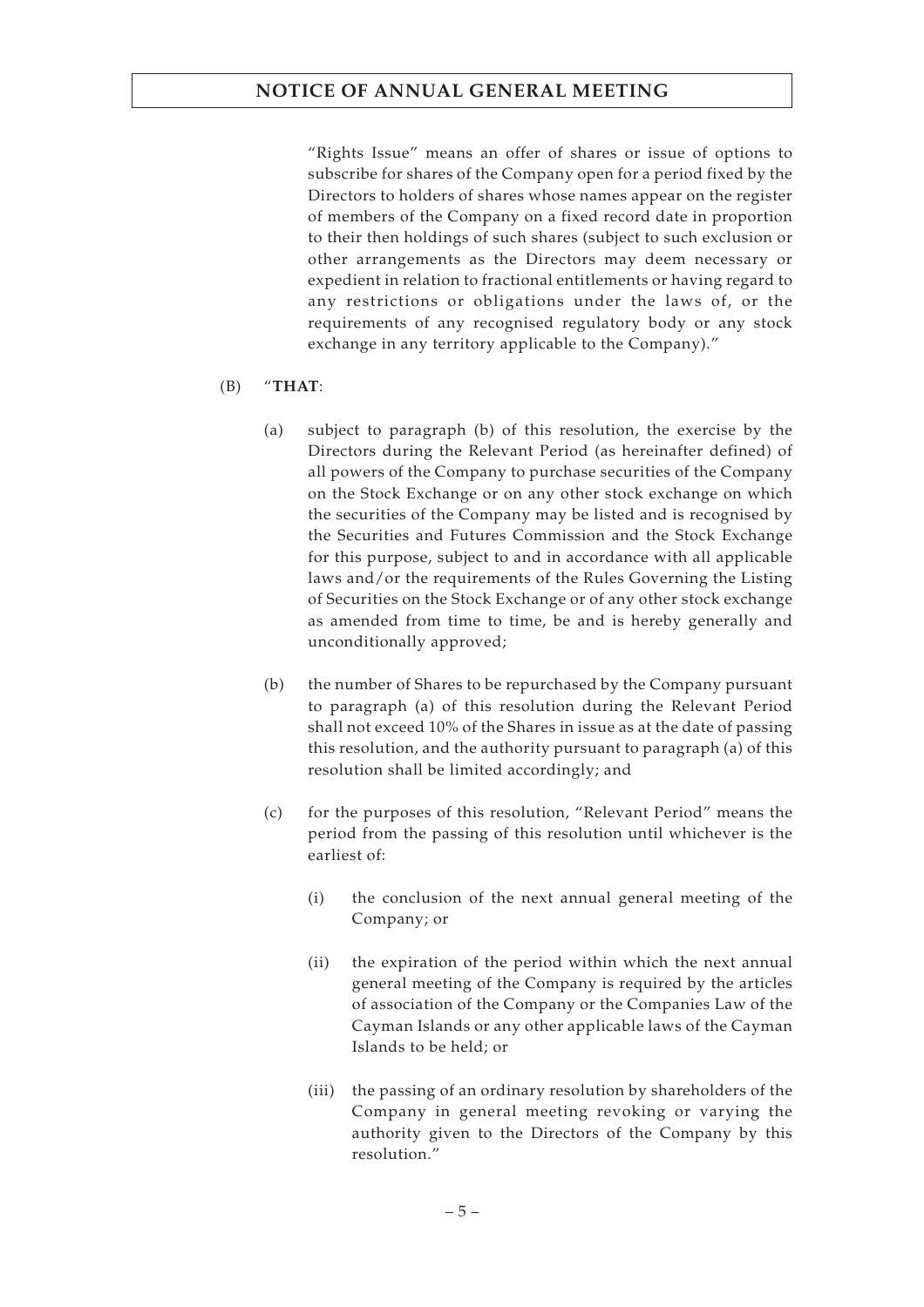"Rights Issue" means an offer of shares or issue of options to subscribe for shares of the Company open for a period fixed by the Directors to holders of shares whose names appear on the register of members of the Company on a fixed record date in proportion to their then holdings of such shares (subject to such exclusion or other arrangements as the Directors may deem necessary or expedient in relation to fractional entitlements or having regard to any restrictions or obligations under the laws of, or the requirements of any recognised regulatory body or any stock exchange in any territory applicable to the Company)."

(B) "**THAT**:

(a) subject to paragraph (b) of this resolution, the exercise by the Directors during the Relevant Period (as hereinafter defined) of all powers of the Company to purchase securities of the Company on the Stock Exchange or on any other stock exchange on which the securities of the Company may be listed and is recognised by the Securities and Futures Commission and the Stock Exchange for this purpose, subject to and in accordance with all applicable laws and/or the requirements of the Rules Governing the Listing of Securities on the Stock Exchange or of any other stock exchange as amended from time to time, be and is hereby generally and unconditionally approved;

(b) the number of Shares to be repurchased by the Company pursuant to paragraph (a) of this resolution during the Relevant Period shall not exceed 10% of the Shares in issue as at the date of passing this resolution, and the authority pursuant to paragraph (a) of this resolution shall be limited accordingly; and

(c) for the purposes of this resolution, "Relevant Period" means the period from the passing of this resolution until whichever is the earliest of:

(i) the conclusion of the next annual general meeting of the Company; or

(ii) the expiration of the period within which the next annual general meeting of the Company is required by the articles of association of the Company or the Companies Law of the Cayman Islands or any other applicable laws of the Cayman Islands to be held; or

(iii) the passing of an ordinary resolution by shareholders of the Company in general meeting revoking or varying the authority given to the Directors of the Company by this resolution."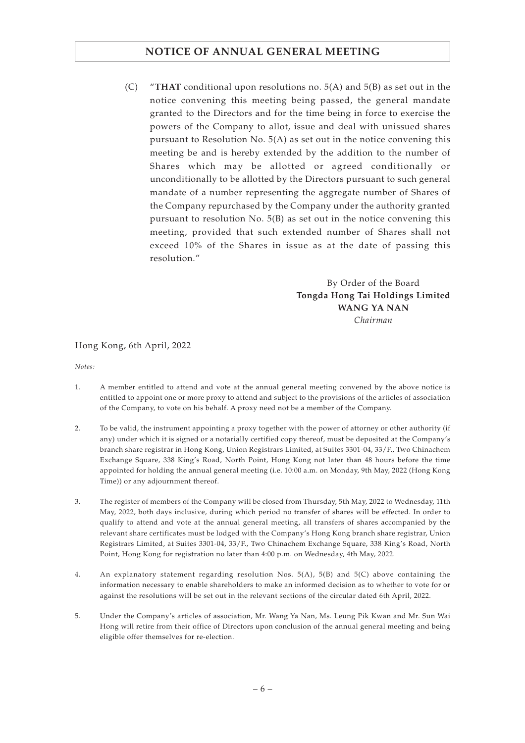(C) "**THAT** conditional upon resolutions no. 5(A) and 5(B) as set out in the notice convening this meeting being passed, the general mandate granted to the Directors and for the time being in force to exercise the powers of the Company to allot, issue and deal with unissued shares pursuant to Resolution No. 5(A) as set out in the notice convening this meeting be and is hereby extended by the addition to the number of Shares which may be allotted or agreed conditionally or unconditionally to be allotted by the Directors pursuant to such general mandate of a number representing the aggregate number of Shares of the Company repurchased by the Company under the authority granted pursuant to resolution No. 5(B) as set out in the notice convening this meeting, provided that such extended number of Shares shall not exceed 10% of the Shares in issue as at the date of passing this resolution."

By Order of the Board
**Tongda Hong Tai Holdings Limited**
**WANG YA NAN**
*Chairman*

Hong Kong, 6th April, 2022

*Notes:*

1. A member entitled to attend and vote at the annual general meeting convened by the above notice is entitled to appoint one or more proxy to attend and subject to the provisions of the articles of association of the Company, to vote on his behalf. A proxy need not be a member of the Company.

2. To be valid, the instrument appointing a proxy together with the power of attorney or other authority (if any) under which it is signed or a notarially certified copy thereof, must be deposited at the Company's branch share registrar in Hong Kong, Union Registrars Limited, at Suites 3301-04, 33/F., Two Chinachem Exchange Square, 338 King's Road, North Point, Hong Kong not later than 48 hours before the time appointed for holding the annual general meeting (i.e. 10:00 a.m. on Monday, 9th May, 2022 (Hong Kong Time)) or any adjournment thereof.

3. The register of members of the Company will be closed from Thursday, 5th May, 2022 to Wednesday, 11th May, 2022, both days inclusive, during which period no transfer of shares will be effected. In order to qualify to attend and vote at the annual general meeting, all transfers of shares accompanied by the relevant share certificates must be lodged with the Company's Hong Kong branch share registrar, Union Registrars Limited, at Suites 3301-04, 33/F., Two Chinachem Exchange Square, 338 King's Road, North Point, Hong Kong for registration no later than 4:00 p.m. on Wednesday, 4th May, 2022.

4. An explanatory statement regarding resolution Nos. 5(A), 5(B) and 5(C) above containing the information necessary to enable shareholders to make an informed decision as to whether to vote for or against the resolutions will be set out in the relevant sections of the circular dated 6th April, 2022.

5. Under the Company's articles of association, Mr. Wang Ya Nan, Ms. Leung Pik Kwan and Mr. Sun Wai Hong will retire from their office of Directors upon conclusion of the annual general meeting and being eligible offer themselves for re-election.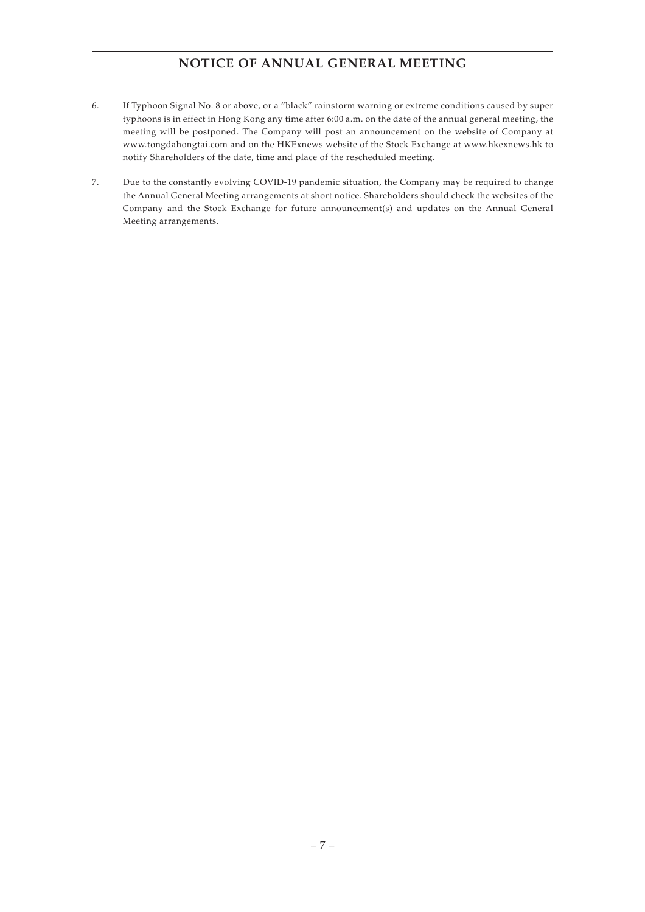# NOTICE OF ANNUAL GENERAL MEETING

6. If Typhoon Signal No. 8 or above, or a "black" rainstorm warning or extreme conditions caused by super typhoons is in effect in Hong Kong any time after 6:00 a.m. on the date of the annual general meeting, the meeting will be postponed. The Company will post an announcement on the website of Company at www.tongdahongtai.com and on the HKExnews website of the Stock Exchange at www.hkexnews.hk to notify Shareholders of the date, time and place of the rescheduled meeting.

7. Due to the constantly evolving COVID-19 pandemic situation, the Company may be required to change the Annual General Meeting arrangements at short notice. Shareholders should check the websites of the Company and the Stock Exchange for future announcement(s) and updates on the Annual General Meeting arrangements.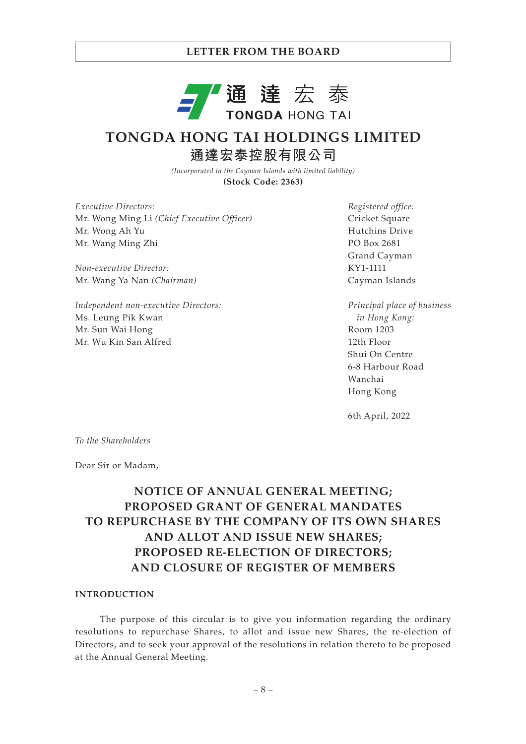# TONGDA HONG TAI HOLDINGS LIMITED
## 通達宏泰控股有限公司

*(Incorporated in the Cayman Islands with limited liability)*
**(Stock Code: 2363)**

*Executive Directors:*
Mr. Wong Ming Li *(Chief Executive Officer)*
Mr. Wong Ah Yu
Mr. Wang Ming Zhi

*Non-executive Director:*
Mr. Wang Ya Nan *(Chairman)*

*Independent non-executive Directors:*
Ms. Leung Pik Kwan
Mr. Sun Wai Hong
Mr. Wu Kin San Alfred

*Registered office:*
Cricket Square
Hutchins Drive
PO Box 2681
Grand Cayman
KY1-1111
Cayman Islands

*Principal place of business in Hong Kong:*
Room 1203
12th Floor
Shui On Centre
6-8 Harbour Road
Wanchai
Hong Kong

6th April, 2022

*To the Shareholders*

Dear Sir or Madam,

**NOTICE OF ANNUAL GENERAL MEETING;
PROPOSED GRANT OF GENERAL MANDATES
TO REPURCHASE BY THE COMPANY OF ITS OWN SHARES
AND ALLOT AND ISSUE NEW SHARES;
PROPOSED RE-ELECTION OF DIRECTORS;
AND CLOSURE OF REGISTER OF MEMBERS**

## INTRODUCTION

The purpose of this circular is to give you information regarding the ordinary resolutions to repurchase Shares, to allot and issue new Shares, the re-election of Directors, and to seek your approval of the resolutions in relation thereto to be proposed at the Annual General Meeting.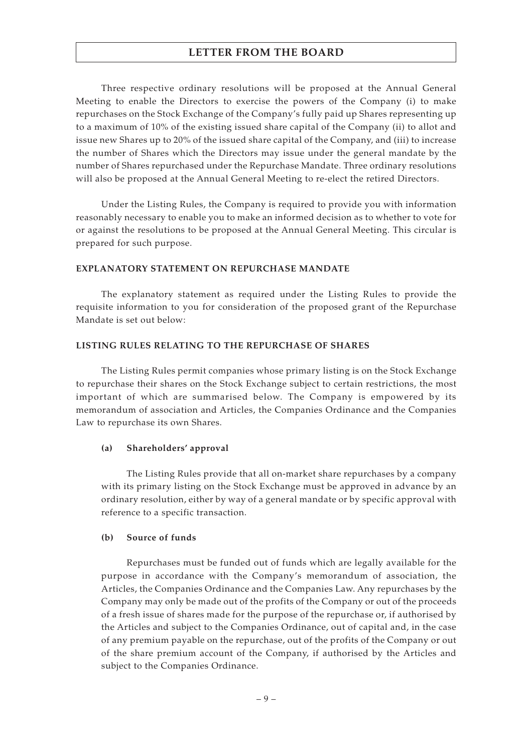# LETTER FROM THE BOARD

Three respective ordinary resolutions will be proposed at the Annual General Meeting to enable the Directors to exercise the powers of the Company (i) to make repurchases on the Stock Exchange of the Company's fully paid up Shares representing up to a maximum of 10% of the existing issued share capital of the Company (ii) to allot and issue new Shares up to 20% of the issued share capital of the Company, and (iii) to increase the number of Shares which the Directors may issue under the general mandate by the number of Shares repurchased under the Repurchase Mandate. Three ordinary resolutions will also be proposed at the Annual General Meeting to re-elect the retired Directors.

Under the Listing Rules, the Company is required to provide you with information reasonably necessary to enable you to make an informed decision as to whether to vote for or against the resolutions to be proposed at the Annual General Meeting. This circular is prepared for such purpose.

## EXPLANATORY STATEMENT ON REPURCHASE MANDATE

The explanatory statement as required under the Listing Rules to provide the requisite information to you for consideration of the proposed grant of the Repurchase Mandate is set out below:

## LISTING RULES RELATING TO THE REPURCHASE OF SHARES

The Listing Rules permit companies whose primary listing is on the Stock Exchange to repurchase their shares on the Stock Exchange subject to certain restrictions, the most important of which are summarised below. The Company is empowered by its memorandum of association and Articles, the Companies Ordinance and the Companies Law to repurchase its own Shares.

### (a) Shareholders' approval

The Listing Rules provide that all on-market share repurchases by a company with its primary listing on the Stock Exchange must be approved in advance by an ordinary resolution, either by way of a general mandate or by specific approval with reference to a specific transaction.

### (b) Source of funds

Repurchases must be funded out of funds which are legally available for the purpose in accordance with the Company's memorandum of association, the Articles, the Companies Ordinance and the Companies Law. Any repurchases by the Company may only be made out of the profits of the Company or out of the proceeds of a fresh issue of shares made for the purpose of the repurchase or, if authorised by the Articles and subject to the Companies Ordinance, out of capital and, in the case of any premium payable on the repurchase, out of the profits of the Company or out of the share premium account of the Company, if authorised by the Articles and subject to the Companies Ordinance.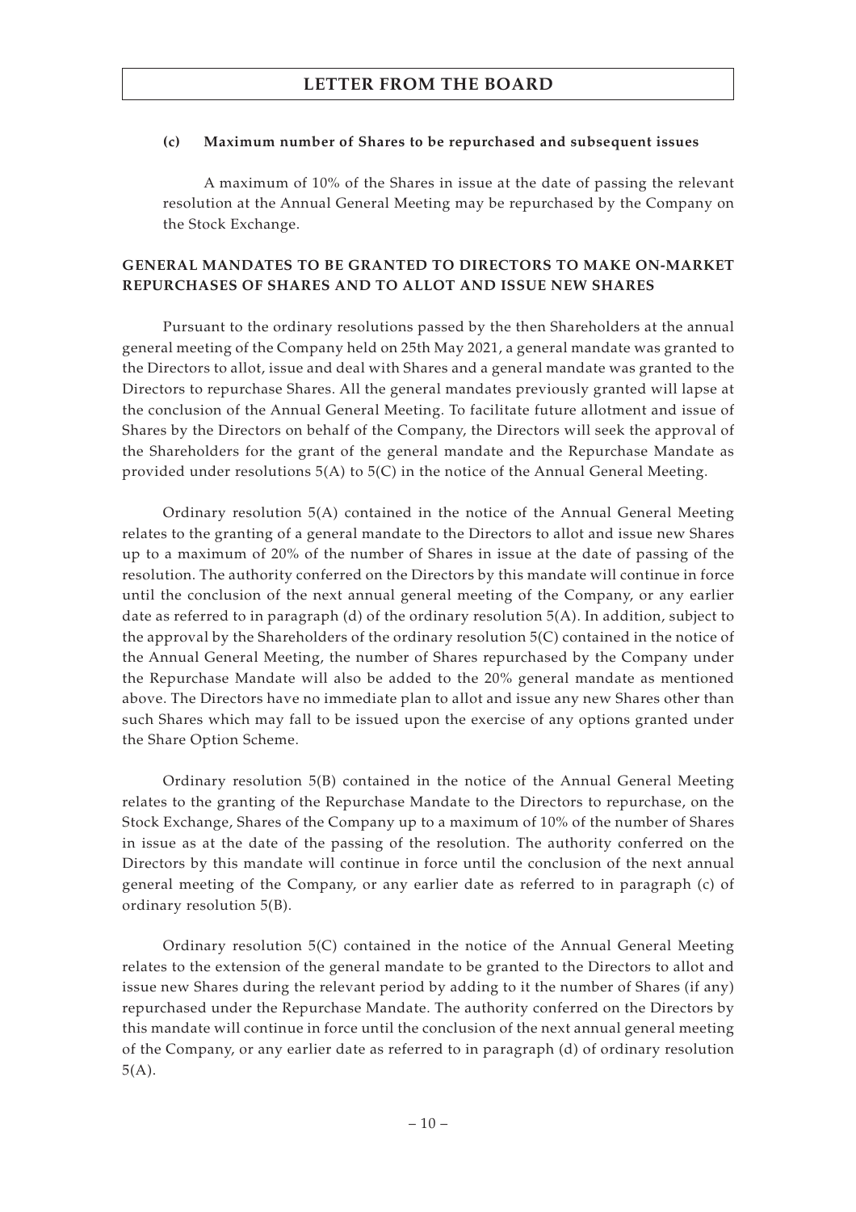**(c) Maximum number of Shares to be repurchased and subsequent issues**

A maximum of 10% of the Shares in issue at the date of passing the relevant resolution at the Annual General Meeting may be repurchased by the Company on the Stock Exchange.

## GENERAL MANDATES TO BE GRANTED TO DIRECTORS TO MAKE ON-MARKET REPURCHASES OF SHARES AND TO ALLOT AND ISSUE NEW SHARES

Pursuant to the ordinary resolutions passed by the then Shareholders at the annual general meeting of the Company held on 25th May 2021, a general mandate was granted to the Directors to allot, issue and deal with Shares and a general mandate was granted to the Directors to repurchase Shares. All the general mandates previously granted will lapse at the conclusion of the Annual General Meeting. To facilitate future allotment and issue of Shares by the Directors on behalf of the Company, the Directors will seek the approval of the Shareholders for the grant of the general mandate and the Repurchase Mandate as provided under resolutions 5(A) to 5(C) in the notice of the Annual General Meeting.

Ordinary resolution 5(A) contained in the notice of the Annual General Meeting relates to the granting of a general mandate to the Directors to allot and issue new Shares up to a maximum of 20% of the number of Shares in issue at the date of passing of the resolution. The authority conferred on the Directors by this mandate will continue in force until the conclusion of the next annual general meeting of the Company, or any earlier date as referred to in paragraph (d) of the ordinary resolution 5(A). In addition, subject to the approval by the Shareholders of the ordinary resolution 5(C) contained in the notice of the Annual General Meeting, the number of Shares repurchased by the Company under the Repurchase Mandate will also be added to the 20% general mandate as mentioned above. The Directors have no immediate plan to allot and issue any new Shares other than such Shares which may fall to be issued upon the exercise of any options granted under the Share Option Scheme.

Ordinary resolution 5(B) contained in the notice of the Annual General Meeting relates to the granting of the Repurchase Mandate to the Directors to repurchase, on the Stock Exchange, Shares of the Company up to a maximum of 10% of the number of Shares in issue as at the date of the passing of the resolution. The authority conferred on the Directors by this mandate will continue in force until the conclusion of the next annual general meeting of the Company, or any earlier date as referred to in paragraph (c) of ordinary resolution 5(B).

Ordinary resolution 5(C) contained in the notice of the Annual General Meeting relates to the extension of the general mandate to be granted to the Directors to allot and issue new Shares during the relevant period by adding to it the number of Shares (if any) repurchased under the Repurchase Mandate. The authority conferred on the Directors by this mandate will continue in force until the conclusion of the next annual general meeting of the Company, or any earlier date as referred to in paragraph (d) of ordinary resolution 5(A).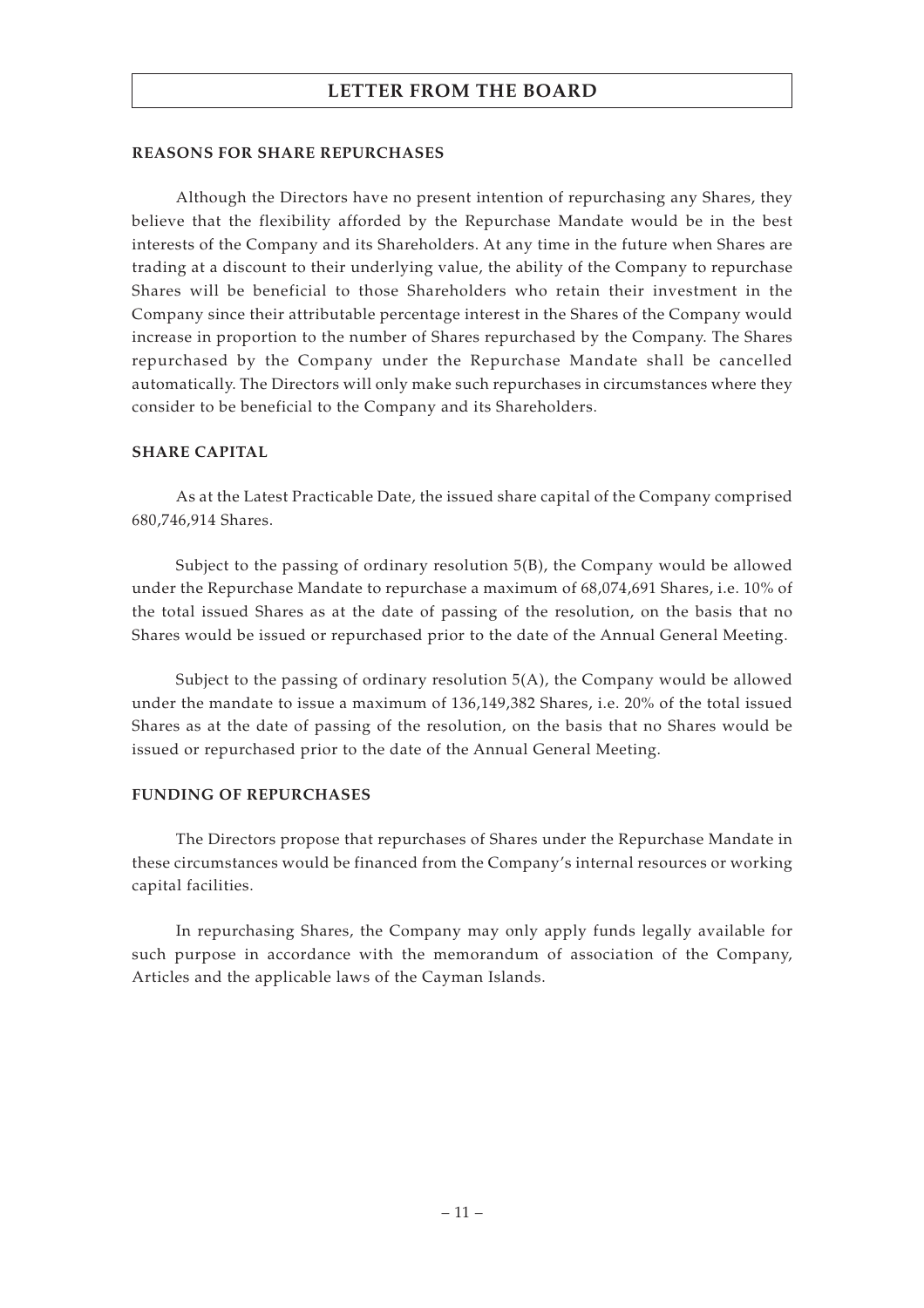**REASONS FOR SHARE REPURCHASES**

Although the Directors have no present intention of repurchasing any Shares, they believe that the flexibility afforded by the Repurchase Mandate would be in the best interests of the Company and its Shareholders. At any time in the future when Shares are trading at a discount to their underlying value, the ability of the Company to repurchase Shares will be beneficial to those Shareholders who retain their investment in the Company since their attributable percentage interest in the Shares of the Company would increase in proportion to the number of Shares repurchased by the Company. The Shares repurchased by the Company under the Repurchase Mandate shall be cancelled automatically. The Directors will only make such repurchases in circumstances where they consider to be beneficial to the Company and its Shareholders.

**SHARE CAPITAL**

As at the Latest Practicable Date, the issued share capital of the Company comprised 680,746,914 Shares.

Subject to the passing of ordinary resolution 5(B), the Company would be allowed under the Repurchase Mandate to repurchase a maximum of 68,074,691 Shares, i.e. 10% of the total issued Shares as at the date of passing of the resolution, on the basis that no Shares would be issued or repurchased prior to the date of the Annual General Meeting.

Subject to the passing of ordinary resolution 5(A), the Company would be allowed under the mandate to issue a maximum of 136,149,382 Shares, i.e. 20% of the total issued Shares as at the date of passing of the resolution, on the basis that no Shares would be issued or repurchased prior to the date of the Annual General Meeting.

**FUNDING OF REPURCHASES**

The Directors propose that repurchases of Shares under the Repurchase Mandate in these circumstances would be financed from the Company's internal resources or working capital facilities.

In repurchasing Shares, the Company may only apply funds legally available for such purpose in accordance with the memorandum of association of the Company, Articles and the applicable laws of the Cayman Islands.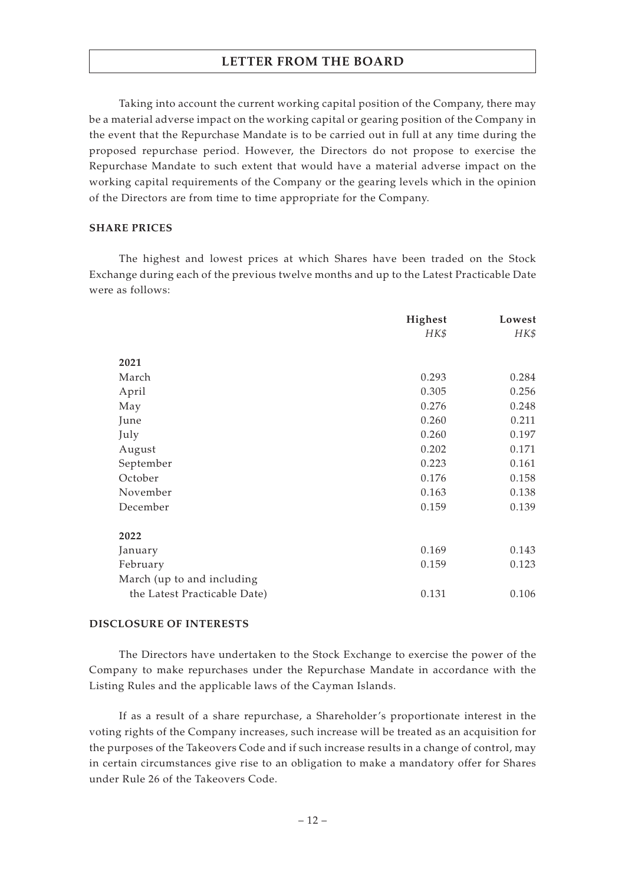Taking into account the current working capital position of the Company, there may be a material adverse impact on the working capital or gearing position of the Company in the event that the Repurchase Mandate is to be carried out in full at any time during the proposed repurchase period. However, the Directors do not propose to exercise the Repurchase Mandate to such extent that would have a material adverse impact on the working capital requirements of the Company or the gearing levels which in the opinion of the Directors are from time to time appropriate for the Company.

**SHARE PRICES**

The highest and lowest prices at which Shares have been traded on the Stock Exchange during each of the previous twelve months and up to the Latest Practicable Date were as follows:

| | **Highest** | **Lowest** |
|---|---|---|
| | *HK$* | *HK$* |
| **2021** | | |
| March | 0.293 | 0.284 |
| April | 0.305 | 0.256 |
| May | 0.276 | 0.248 |
| June | 0.260 | 0.211 |
| July | 0.260 | 0.197 |
| August | 0.202 | 0.171 |
| September | 0.223 | 0.161 |
| October | 0.176 | 0.158 |
| November | 0.163 | 0.138 |
| December | 0.159 | 0.139 |
| **2022** | | |
| January | 0.169 | 0.143 |
| February | 0.159 | 0.123 |
| March (up to and including the Latest Practicable Date) | 0.131 | 0.106 |

**DISCLOSURE OF INTERESTS**

The Directors have undertaken to the Stock Exchange to exercise the power of the Company to make repurchases under the Repurchase Mandate in accordance with the Listing Rules and the applicable laws of the Cayman Islands.

If as a result of a share repurchase, a Shareholder's proportionate interest in the voting rights of the Company increases, such increase will be treated as an acquisition for the purposes of the Takeovers Code and if such increase results in a change of control, may in certain circumstances give rise to an obligation to make a mandatory offer for Shares under Rule 26 of the Takeovers Code.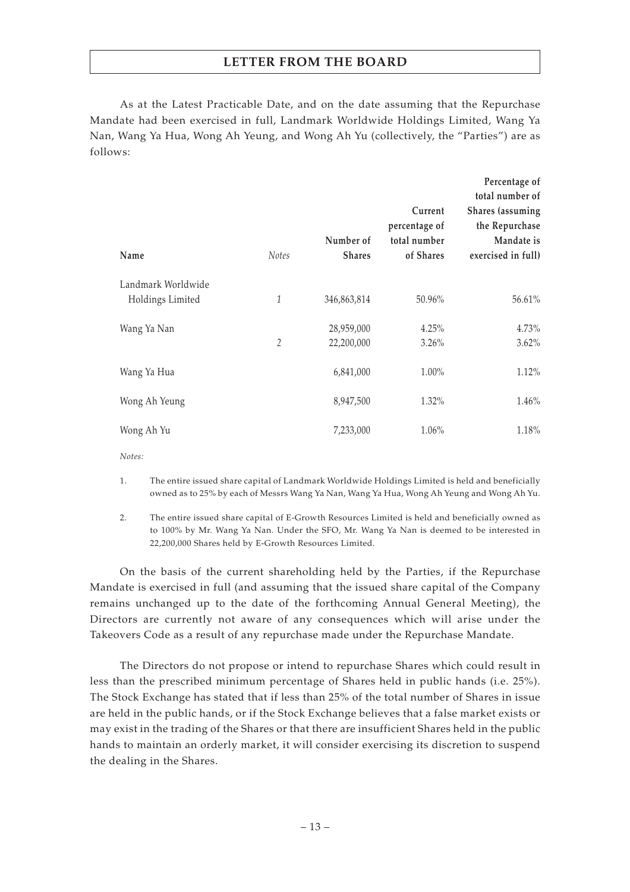# LETTER FROM THE BOARD

As at the Latest Practicable Date, and on the date assuming that the Repurchase Mandate had been exercised in full, Landmark Worldwide Holdings Limited, Wang Ya Nan, Wang Ya Hua, Wong Ah Yeung, and Wong Ah Yu (collectively, the "Parties") are as follows:

| Name | *Notes* | Number of Shares | Current percentage of total number of Shares | Percentage of total number of Shares (assuming the Repurchase Mandate is exercised in full) |
|---|---|---|---|---|
| Landmark Worldwide Holdings Limited | *1* | 346,863,814 | 50.96% | 56.61% |
| Wang Ya Nan | | 28,959,000 | 4.25% | 4.73% |
| | *2* | 22,200,000 | 3.26% | 3.62% |
| Wang Ya Hua | | 6,841,000 | 1.00% | 1.12% |
| Wong Ah Yeung | | 8,947,500 | 1.32% | 1.46% |
| Wong Ah Yu | | 7,233,000 | 1.06% | 1.18% |

*Notes:*

1. The entire issued share capital of Landmark Worldwide Holdings Limited is held and beneficially owned as to 25% by each of Messrs Wang Ya Nan, Wang Ya Hua, Wong Ah Yeung and Wong Ah Yu.

2. The entire issued share capital of E-Growth Resources Limited is held and beneficially owned as to 100% by Mr. Wang Ya Nan. Under the SFO, Mr. Wang Ya Nan is deemed to be interested in 22,200,000 Shares held by E-Growth Resources Limited.

On the basis of the current shareholding held by the Parties, if the Repurchase Mandate is exercised in full (and assuming that the issued share capital of the Company remains unchanged up to the date of the forthcoming Annual General Meeting), the Directors are currently not aware of any consequences which will arise under the Takeovers Code as a result of any repurchase made under the Repurchase Mandate.

The Directors do not propose or intend to repurchase Shares which could result in less than the prescribed minimum percentage of Shares held in public hands (i.e. 25%). The Stock Exchange has stated that if less than 25% of the total number of Shares in issue are held in the public hands, or if the Stock Exchange believes that a false market exists or may exist in the trading of the Shares or that there are insufficient Shares held in the public hands to maintain an orderly market, it will consider exercising its discretion to suspend the dealing in the Shares.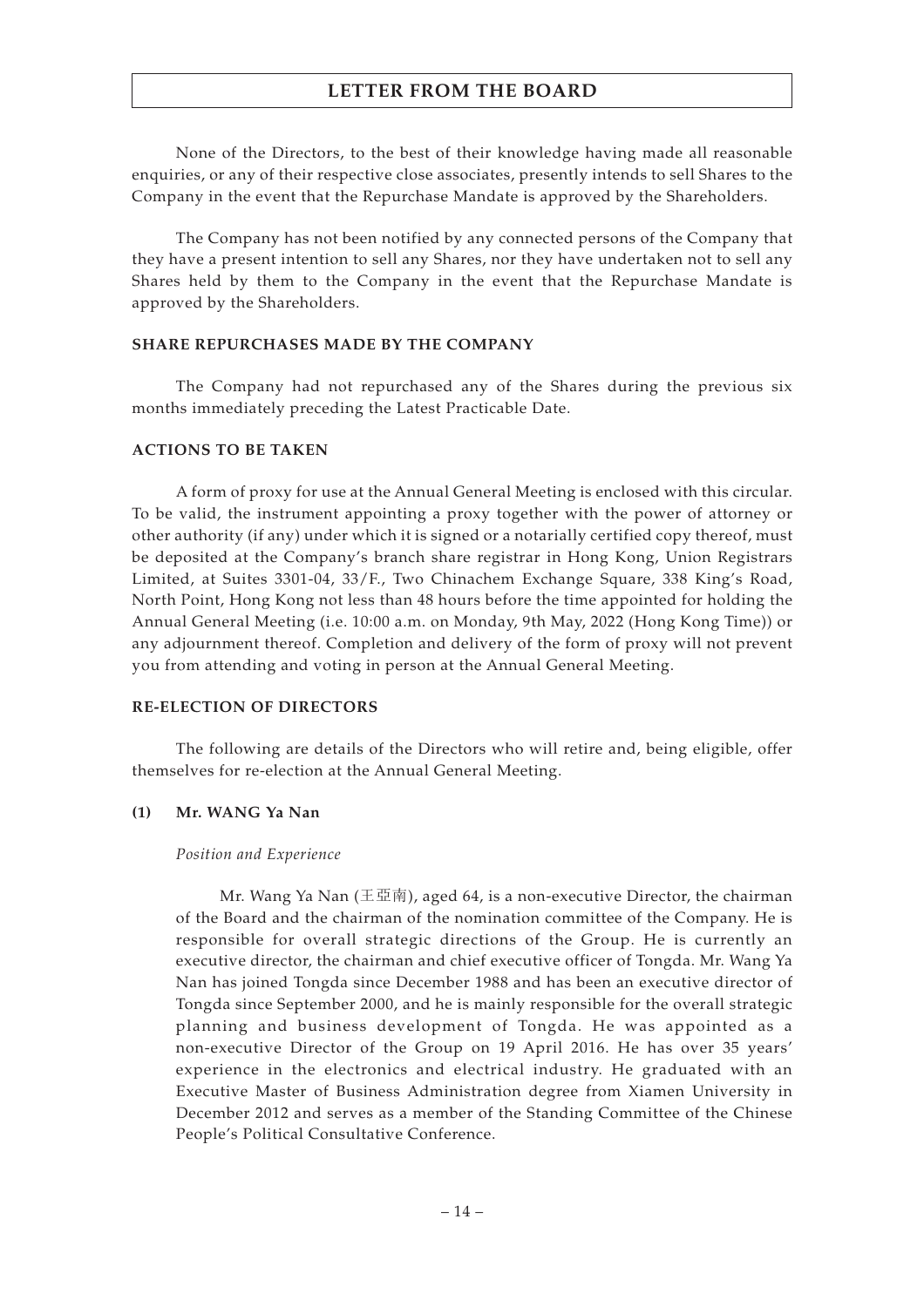None of the Directors, to the best of their knowledge having made all reasonable enquiries, or any of their respective close associates, presently intends to sell Shares to the Company in the event that the Repurchase Mandate is approved by the Shareholders.

The Company has not been notified by any connected persons of the Company that they have a present intention to sell any Shares, nor they have undertaken not to sell any Shares held by them to the Company in the event that the Repurchase Mandate is approved by the Shareholders.

## SHARE REPURCHASES MADE BY THE COMPANY

The Company had not repurchased any of the Shares during the previous six months immediately preceding the Latest Practicable Date.

## ACTIONS TO BE TAKEN

A form of proxy for use at the Annual General Meeting is enclosed with this circular. To be valid, the instrument appointing a proxy together with the power of attorney or other authority (if any) under which it is signed or a notarially certified copy thereof, must be deposited at the Company's branch share registrar in Hong Kong, Union Registrars Limited, at Suites 3301-04, 33/F., Two Chinachem Exchange Square, 338 King's Road, North Point, Hong Kong not less than 48 hours before the time appointed for holding the Annual General Meeting (i.e. 10:00 a.m. on Monday, 9th May, 2022 (Hong Kong Time)) or any adjournment thereof. Completion and delivery of the form of proxy will not prevent you from attending and voting in person at the Annual General Meeting.

## RE-ELECTION OF DIRECTORS

The following are details of the Directors who will retire and, being eligible, offer themselves for re-election at the Annual General Meeting.

### (1) Mr. WANG Ya Nan

*Position and Experience*

Mr. Wang Ya Nan (王亞南), aged 64, is a non-executive Director, the chairman of the Board and the chairman of the nomination committee of the Company. He is responsible for overall strategic directions of the Group. He is currently an executive director, the chairman and chief executive officer of Tongda. Mr. Wang Ya Nan has joined Tongda since December 1988 and has been an executive director of Tongda since September 2000, and he is mainly responsible for the overall strategic planning and business development of Tongda. He was appointed as a non-executive Director of the Group on 19 April 2016. He has over 35 years' experience in the electronics and electrical industry. He graduated with an Executive Master of Business Administration degree from Xiamen University in December 2012 and serves as a member of the Standing Committee of the Chinese People's Political Consultative Conference.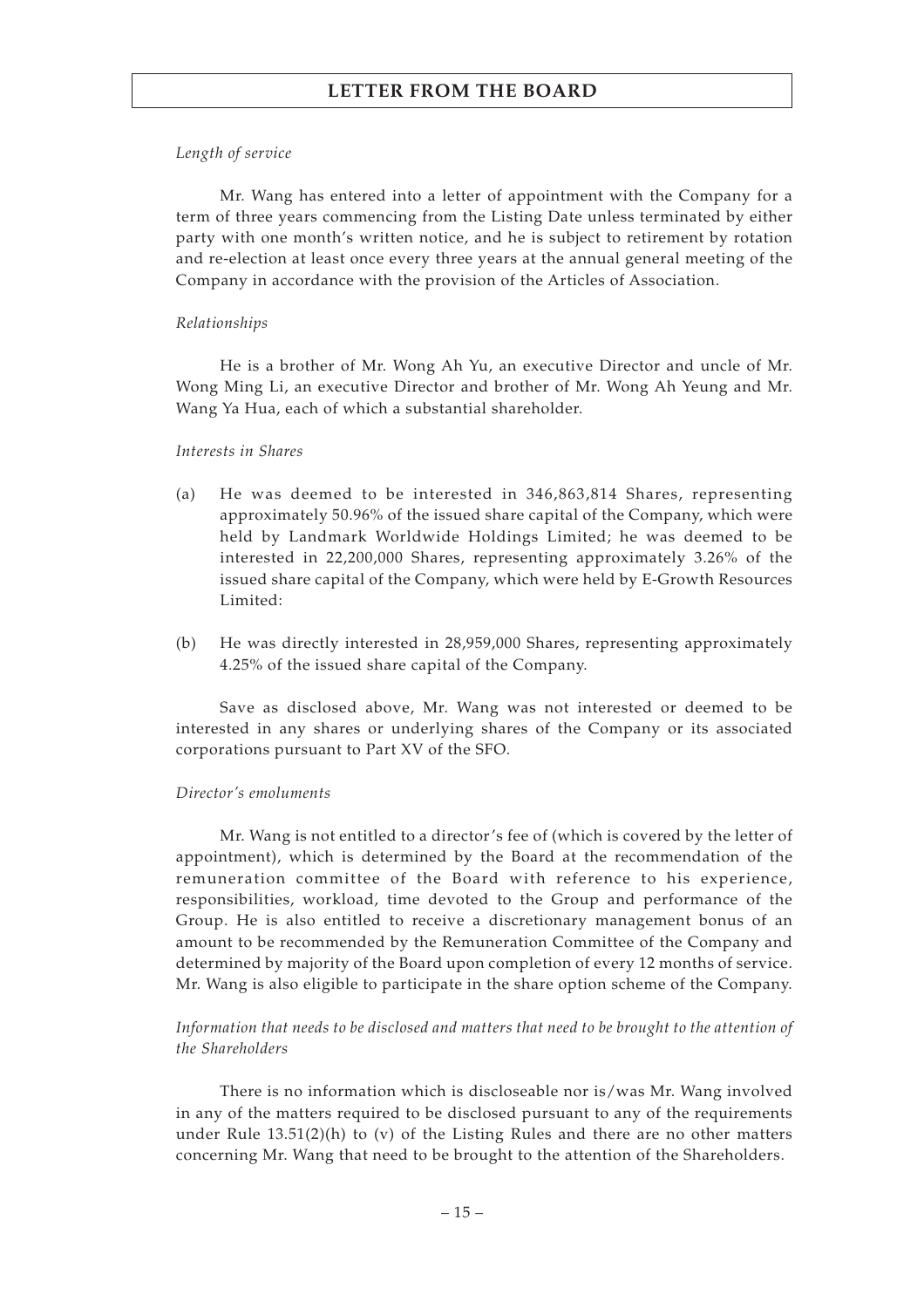*Length of service*

Mr. Wang has entered into a letter of appointment with the Company for a term of three years commencing from the Listing Date unless terminated by either party with one month's written notice, and he is subject to retirement by rotation and re-election at least once every three years at the annual general meeting of the Company in accordance with the provision of the Articles of Association.

*Relationships*

He is a brother of Mr. Wong Ah Yu, an executive Director and uncle of Mr. Wong Ming Li, an executive Director and brother of Mr. Wong Ah Yeung and Mr. Wang Ya Hua, each of which a substantial shareholder.

*Interests in Shares*

(a) He was deemed to be interested in 346,863,814 Shares, representing approximately 50.96% of the issued share capital of the Company, which were held by Landmark Worldwide Holdings Limited; he was deemed to be interested in 22,200,000 Shares, representing approximately 3.26% of the issued share capital of the Company, which were held by E-Growth Resources Limited:

(b) He was directly interested in 28,959,000 Shares, representing approximately 4.25% of the issued share capital of the Company.

Save as disclosed above, Mr. Wang was not interested or deemed to be interested in any shares or underlying shares of the Company or its associated corporations pursuant to Part XV of the SFO.

*Director's emoluments*

Mr. Wang is not entitled to a director's fee of (which is covered by the letter of appointment), which is determined by the Board at the recommendation of the remuneration committee of the Board with reference to his experience, responsibilities, workload, time devoted to the Group and performance of the Group. He is also entitled to receive a discretionary management bonus of an amount to be recommended by the Remuneration Committee of the Company and determined by majority of the Board upon completion of every 12 months of service. Mr. Wang is also eligible to participate in the share option scheme of the Company.

*Information that needs to be disclosed and matters that need to be brought to the attention of the Shareholders*

There is no information which is discloseable nor is/was Mr. Wang involved in any of the matters required to be disclosed pursuant to any of the requirements under Rule 13.51(2)(h) to (v) of the Listing Rules and there are no other matters concerning Mr. Wang that need to be brought to the attention of the Shareholders.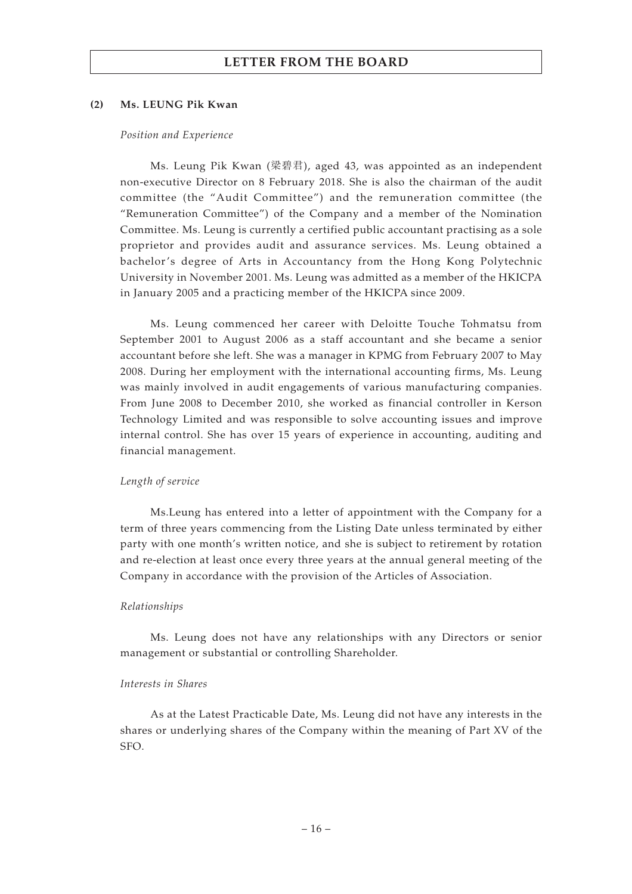#### (2) Ms. LEUNG Pik Kwan

*Position and Experience*

Ms. Leung Pik Kwan (梁碧君), aged 43, was appointed as an independent non-executive Director on 8 February 2018. She is also the chairman of the audit committee (the "Audit Committee") and the remuneration committee (the "Remuneration Committee") of the Company and a member of the Nomination Committee. Ms. Leung is currently a certified public accountant practising as a sole proprietor and provides audit and assurance services. Ms. Leung obtained a bachelor's degree of Arts in Accountancy from the Hong Kong Polytechnic University in November 2001. Ms. Leung was admitted as a member of the HKICPA in January 2005 and a practicing member of the HKICPA since 2009.

Ms. Leung commenced her career with Deloitte Touche Tohmatsu from September 2001 to August 2006 as a staff accountant and she became a senior accountant before she left. She was a manager in KPMG from February 2007 to May 2008. During her employment with the international accounting firms, Ms. Leung was mainly involved in audit engagements of various manufacturing companies. From June 2008 to December 2010, she worked as financial controller in Kerson Technology Limited and was responsible to solve accounting issues and improve internal control. She has over 15 years of experience in accounting, auditing and financial management.

*Length of service*

Ms.Leung has entered into a letter of appointment with the Company for a term of three years commencing from the Listing Date unless terminated by either party with one month's written notice, and she is subject to retirement by rotation and re-election at least once every three years at the annual general meeting of the Company in accordance with the provision of the Articles of Association.

*Relationships*

Ms. Leung does not have any relationships with any Directors or senior management or substantial or controlling Shareholder.

*Interests in Shares*

As at the Latest Practicable Date, Ms. Leung did not have any interests in the shares or underlying shares of the Company within the meaning of Part XV of the SFO.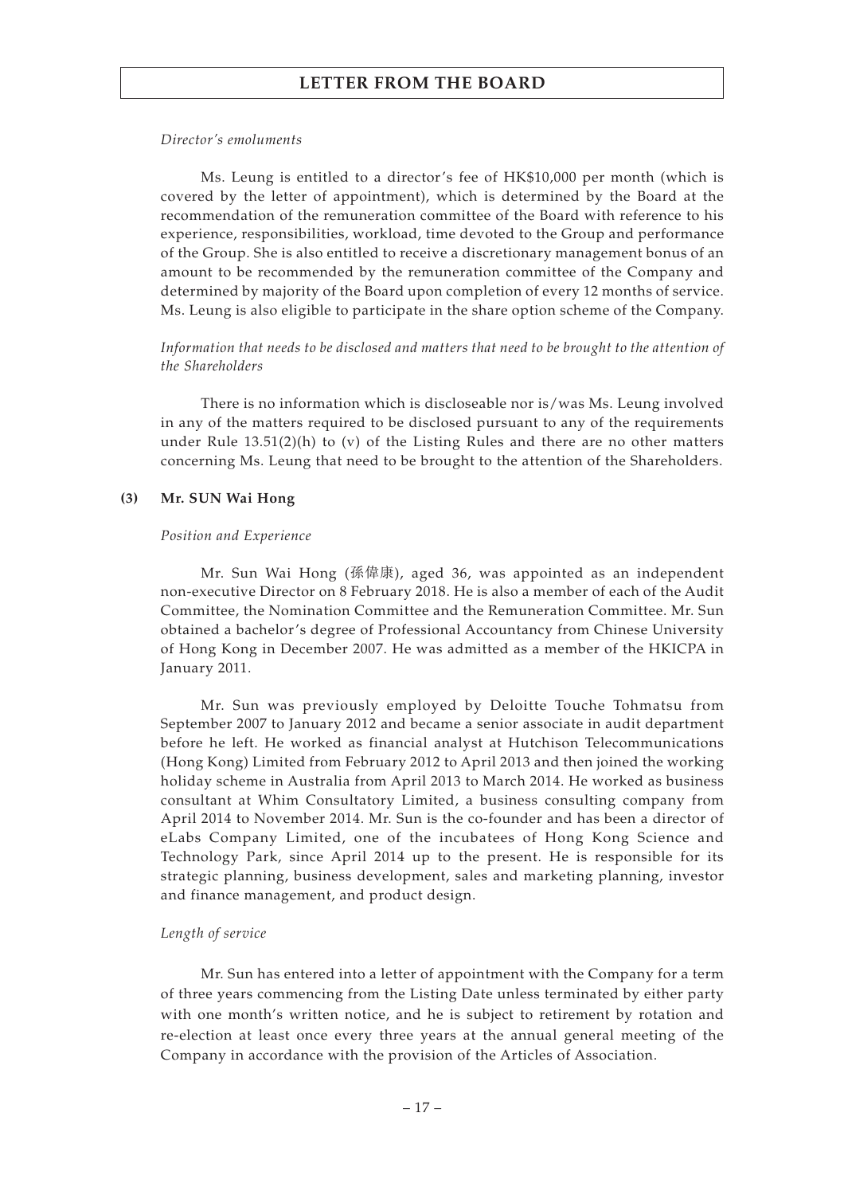*Director's emoluments*

Ms. Leung is entitled to a director's fee of HK$10,000 per month (which is covered by the letter of appointment), which is determined by the Board at the recommendation of the remuneration committee of the Board with reference to his experience, responsibilities, workload, time devoted to the Group and performance of the Group. She is also entitled to receive a discretionary management bonus of an amount to be recommended by the remuneration committee of the Company and determined by majority of the Board upon completion of every 12 months of service. Ms. Leung is also eligible to participate in the share option scheme of the Company.

*Information that needs to be disclosed and matters that need to be brought to the attention of the Shareholders*

There is no information which is discloseable nor is/was Ms. Leung involved in any of the matters required to be disclosed pursuant to any of the requirements under Rule 13.51(2)(h) to (v) of the Listing Rules and there are no other matters concerning Ms. Leung that need to be brought to the attention of the Shareholders.

**(3) Mr. SUN Wai Hong**

*Position and Experience*

Mr. Sun Wai Hong (孫偉康), aged 36, was appointed as an independent non-executive Director on 8 February 2018. He is also a member of each of the Audit Committee, the Nomination Committee and the Remuneration Committee. Mr. Sun obtained a bachelor's degree of Professional Accountancy from Chinese University of Hong Kong in December 2007. He was admitted as a member of the HKICPA in January 2011.

Mr. Sun was previously employed by Deloitte Touche Tohmatsu from September 2007 to January 2012 and became a senior associate in audit department before he left. He worked as financial analyst at Hutchison Telecommunications (Hong Kong) Limited from February 2012 to April 2013 and then joined the working holiday scheme in Australia from April 2013 to March 2014. He worked as business consultant at Whim Consultatory Limited, a business consulting company from April 2014 to November 2014. Mr. Sun is the co-founder and has been a director of eLabs Company Limited, one of the incubatees of Hong Kong Science and Technology Park, since April 2014 up to the present. He is responsible for its strategic planning, business development, sales and marketing planning, investor and finance management, and product design.

*Length of service*

Mr. Sun has entered into a letter of appointment with the Company for a term of three years commencing from the Listing Date unless terminated by either party with one month's written notice, and he is subject to retirement by rotation and re-election at least once every three years at the annual general meeting of the Company in accordance with the provision of the Articles of Association.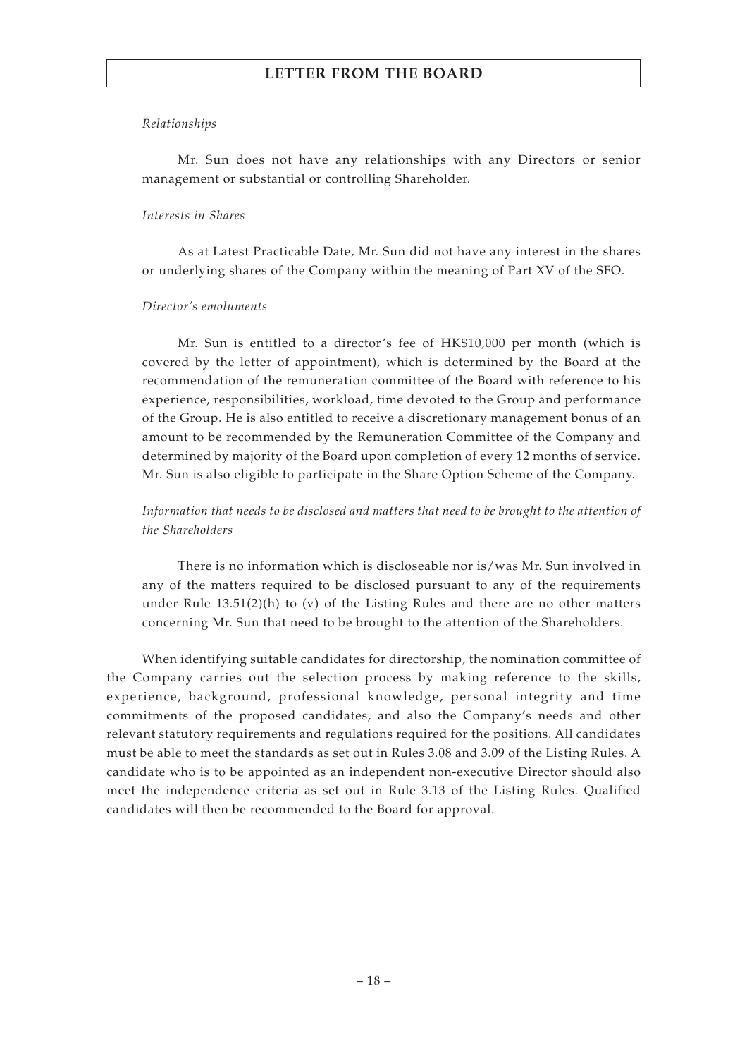*Relationships*

Mr. Sun does not have any relationships with any Directors or senior management or substantial or controlling Shareholder.

*Interests in Shares*

As at Latest Practicable Date, Mr. Sun did not have any interest in the shares or underlying shares of the Company within the meaning of Part XV of the SFO.

*Director's emoluments*

Mr. Sun is entitled to a director's fee of HK$10,000 per month (which is covered by the letter of appointment), which is determined by the Board at the recommendation of the remuneration committee of the Board with reference to his experience, responsibilities, workload, time devoted to the Group and performance of the Group. He is also entitled to receive a discretionary management bonus of an amount to be recommended by the Remuneration Committee of the Company and determined by majority of the Board upon completion of every 12 months of service. Mr. Sun is also eligible to participate in the Share Option Scheme of the Company.

*Information that needs to be disclosed and matters that need to be brought to the attention of the Shareholders*

There is no information which is discloseable nor is/was Mr. Sun involved in any of the matters required to be disclosed pursuant to any of the requirements under Rule 13.51(2)(h) to (v) of the Listing Rules and there are no other matters concerning Mr. Sun that need to be brought to the attention of the Shareholders.

When identifying suitable candidates for directorship, the nomination committee of the Company carries out the selection process by making reference to the skills, experience, background, professional knowledge, personal integrity and time commitments of the proposed candidates, and also the Company's needs and other relevant statutory requirements and regulations required for the positions. All candidates must be able to meet the standards as set out in Rules 3.08 and 3.09 of the Listing Rules. A candidate who is to be appointed as an independent non-executive Director should also meet the independence criteria as set out in Rule 3.13 of the Listing Rules. Qualified candidates will then be recommended to the Board for approval.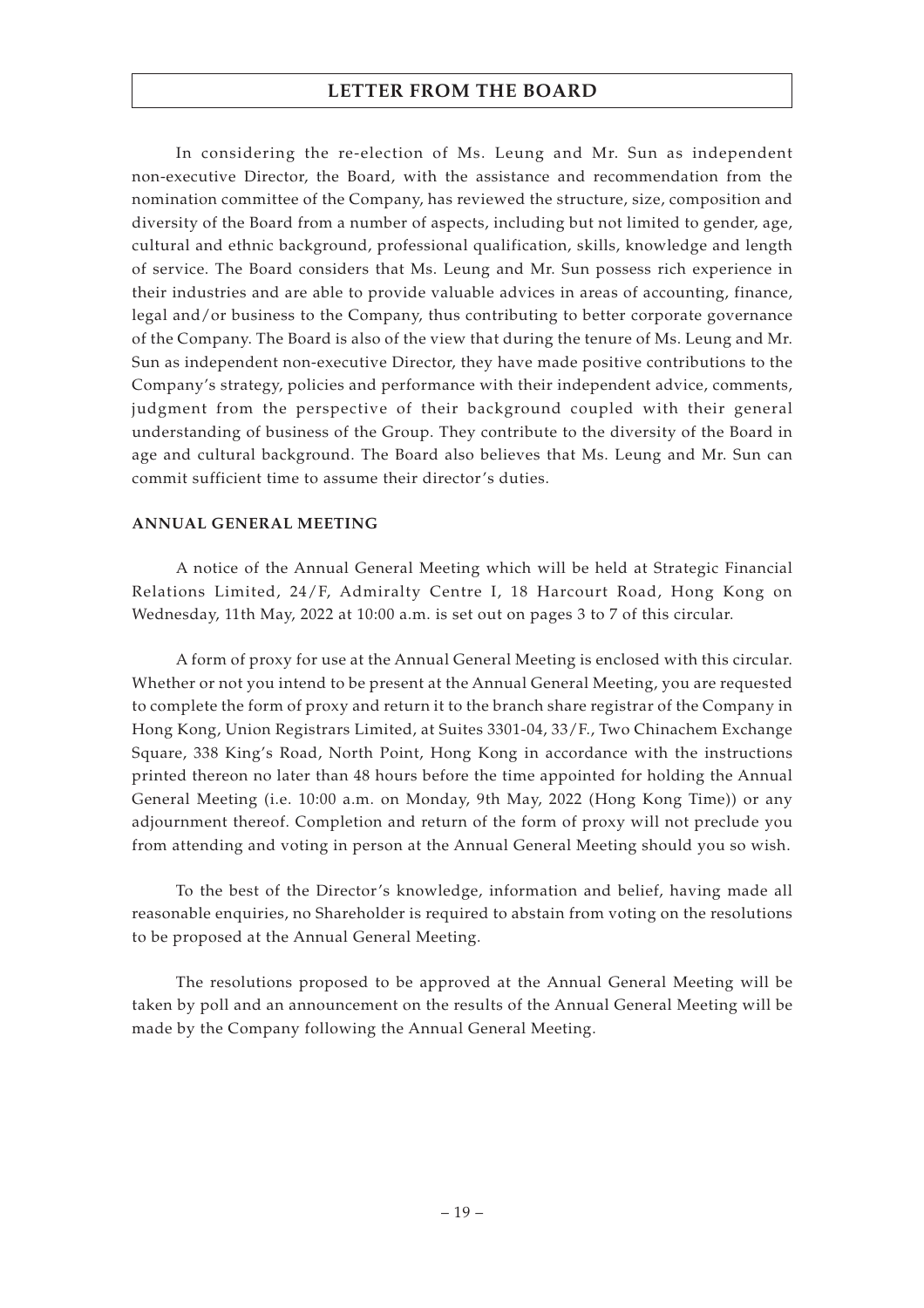In considering the re-election of Ms. Leung and Mr. Sun as independent non-executive Director, the Board, with the assistance and recommendation from the nomination committee of the Company, has reviewed the structure, size, composition and diversity of the Board from a number of aspects, including but not limited to gender, age, cultural and ethnic background, professional qualification, skills, knowledge and length of service. The Board considers that Ms. Leung and Mr. Sun possess rich experience in their industries and are able to provide valuable advices in areas of accounting, finance, legal and/or business to the Company, thus contributing to better corporate governance of the Company. The Board is also of the view that during the tenure of Ms. Leung and Mr. Sun as independent non-executive Director, they have made positive contributions to the Company's strategy, policies and performance with their independent advice, comments, judgment from the perspective of their background coupled with their general understanding of business of the Group. They contribute to the diversity of the Board in age and cultural background. The Board also believes that Ms. Leung and Mr. Sun can commit sufficient time to assume their director's duties.

## ANNUAL GENERAL MEETING

A notice of the Annual General Meeting which will be held at Strategic Financial Relations Limited, 24/F, Admiralty Centre I, 18 Harcourt Road, Hong Kong on Wednesday, 11th May, 2022 at 10:00 a.m. is set out on pages 3 to 7 of this circular.

A form of proxy for use at the Annual General Meeting is enclosed with this circular. Whether or not you intend to be present at the Annual General Meeting, you are requested to complete the form of proxy and return it to the branch share registrar of the Company in Hong Kong, Union Registrars Limited, at Suites 3301-04, 33/F., Two Chinachem Exchange Square, 338 King's Road, North Point, Hong Kong in accordance with the instructions printed thereon no later than 48 hours before the time appointed for holding the Annual General Meeting (i.e. 10:00 a.m. on Monday, 9th May, 2022 (Hong Kong Time)) or any adjournment thereof. Completion and return of the form of proxy will not preclude you from attending and voting in person at the Annual General Meeting should you so wish.

To the best of the Director's knowledge, information and belief, having made all reasonable enquiries, no Shareholder is required to abstain from voting on the resolutions to be proposed at the Annual General Meeting.

The resolutions proposed to be approved at the Annual General Meeting will be taken by poll and an announcement on the results of the Annual General Meeting will be made by the Company following the Annual General Meeting.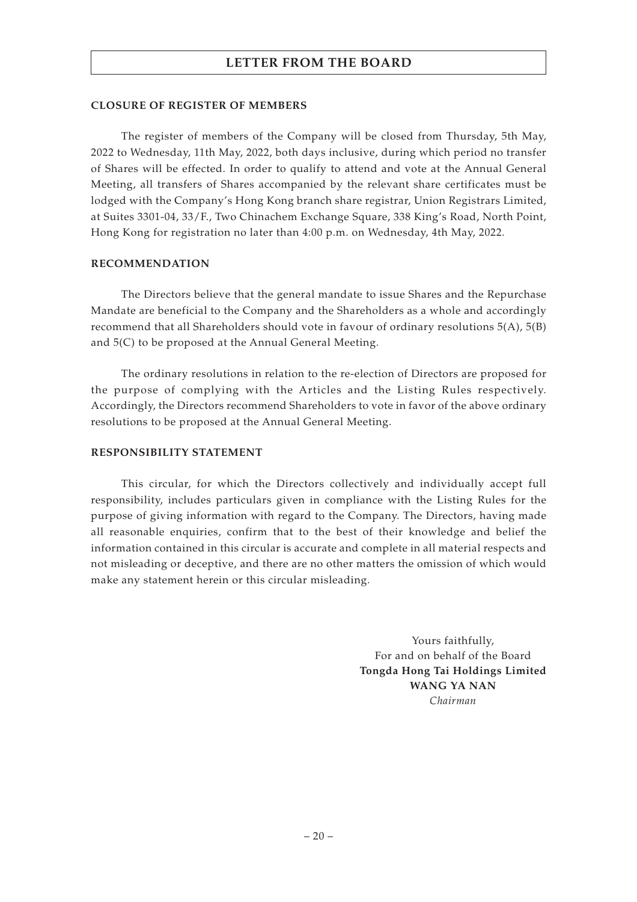# LETTER FROM THE BOARD

## CLOSURE OF REGISTER OF MEMBERS

The register of members of the Company will be closed from Thursday, 5th May, 2022 to Wednesday, 11th May, 2022, both days inclusive, during which period no transfer of Shares will be effected. In order to qualify to attend and vote at the Annual General Meeting, all transfers of Shares accompanied by the relevant share certificates must be lodged with the Company's Hong Kong branch share registrar, Union Registrars Limited, at Suites 3301-04, 33/F., Two Chinachem Exchange Square, 338 King's Road, North Point, Hong Kong for registration no later than 4:00 p.m. on Wednesday, 4th May, 2022.

## RECOMMENDATION

The Directors believe that the general mandate to issue Shares and the Repurchase Mandate are beneficial to the Company and the Shareholders as a whole and accordingly recommend that all Shareholders should vote in favour of ordinary resolutions 5(A), 5(B) and 5(C) to be proposed at the Annual General Meeting.

The ordinary resolutions in relation to the re-election of Directors are proposed for the purpose of complying with the Articles and the Listing Rules respectively. Accordingly, the Directors recommend Shareholders to vote in favor of the above ordinary resolutions to be proposed at the Annual General Meeting.

## RESPONSIBILITY STATEMENT

This circular, for which the Directors collectively and individually accept full responsibility, includes particulars given in compliance with the Listing Rules for the purpose of giving information with regard to the Company. The Directors, having made all reasonable enquiries, confirm that to the best of their knowledge and belief the information contained in this circular is accurate and complete in all material respects and not misleading or deceptive, and there are no other matters the omission of which would make any statement herein or this circular misleading.

Yours faithfully,
For and on behalf of the Board
**Tongda Hong Tai Holdings Limited**
**WANG YA NAN**
*Chairman*